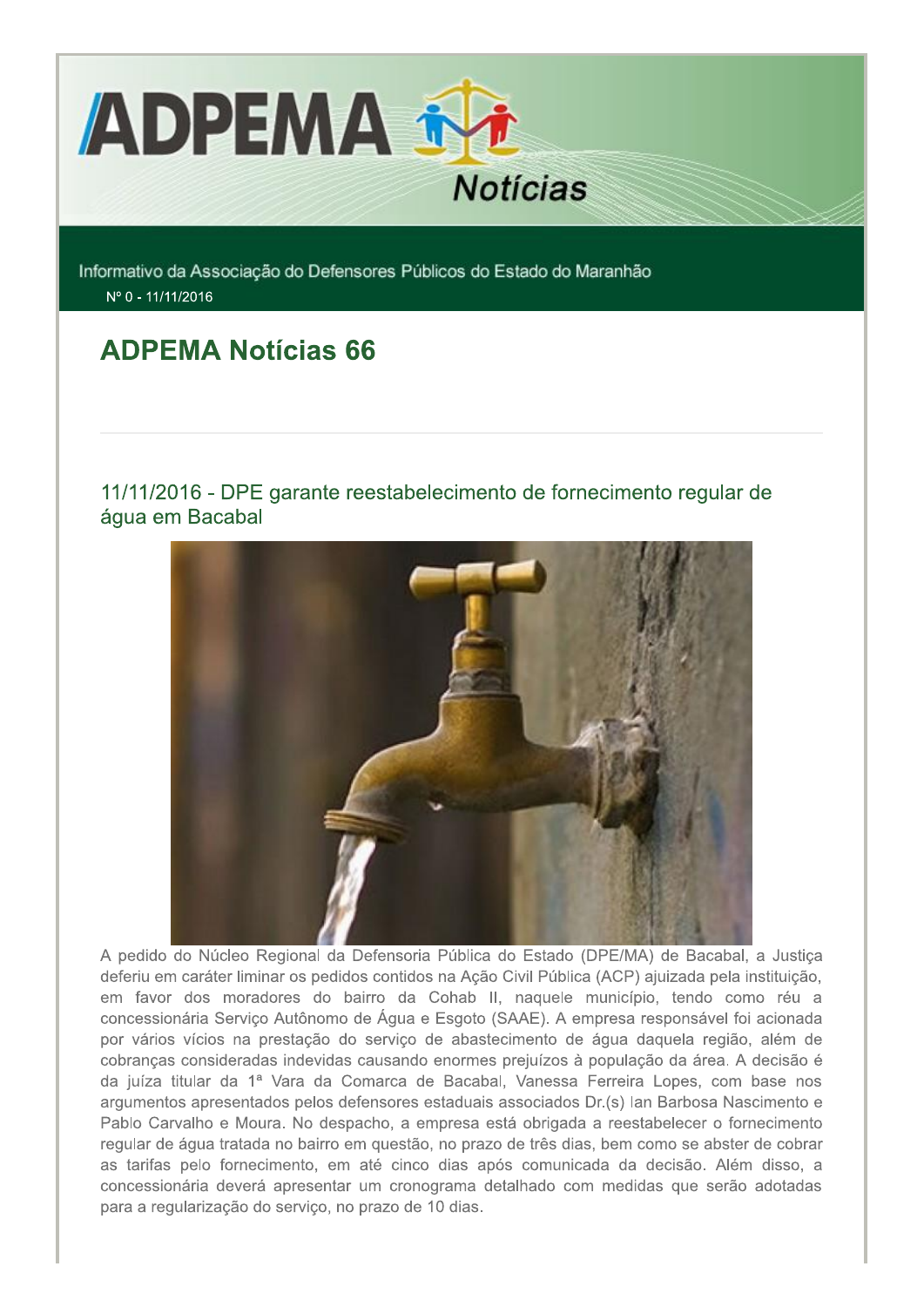# ADPEMA Notícias

Informativo da Associação do Defensores Públicos do Estado do Maranhão

Nº 0 - 11/11/2016

## ADPEMA Notícias 66

### 11/11/2016 - DPE garante reestabelecimento de fornecimento regular de água em Bacabal

A pedido do Núcleo Regional da Defensoria Pública do Estado (DPE/MA) de Bacabal, a Justiça deferiu em caráter liminar os pedidos contidos na Ação Civil Pública (ACP) ajuizada pela instituição, em favor dos moradores do bairro da Cohab II, naquele município, tendo como réu a concessionária Serviço Autônomo de Água e Esgoto (SAAE). A empresa responsável foi acionada por vários vícios na prestação do serviço de abastecimento de água daquela região, além de cobranças consideradas indevidas causando enormes prejuízos à população da área. A decisão é da juíza titular da 1ª Vara da Comarca de Bacabal, Vanessa Ferreira Lopes, com base nos argumentos apresentados pelos defensores estaduais associados Dr.(s) Ian Barbosa Nascimento e Pablo Carvalho e Moura. No despacho, a empresa está obrigada a reestabelecer o fornecimento regular de água tratada no bairro em questão, no prazo de três dias, bem como se abster de cobrar as tarifas pelo fornecimento, em até cinco dias após comunicada da decisão. Além disso, a concessionária deverá apresentar um cronograma detalhado com medidas que serão adotadas para a regularização do serviço, no prazo de 10 dias.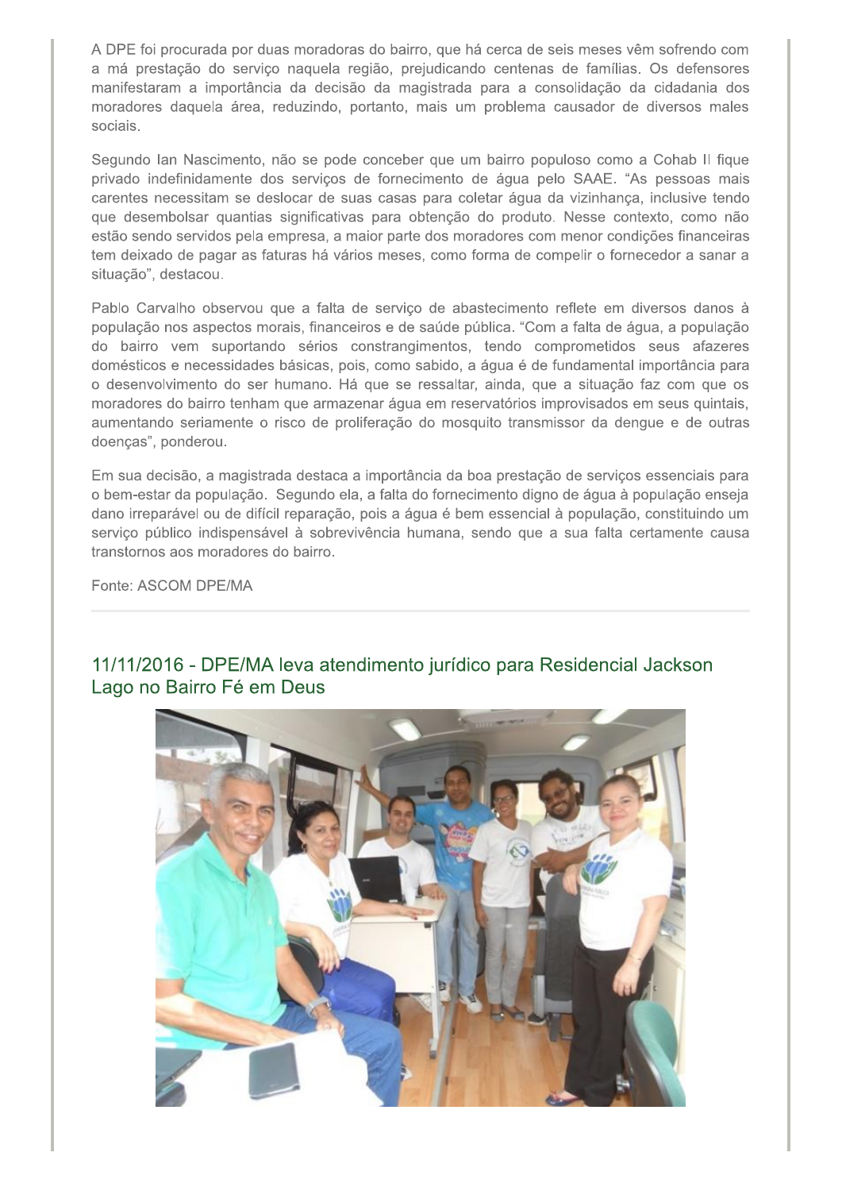A DPE foi procurada por duas moradoras do bairro, que há cerca de seis meses vêm sofrendo com a má prestação do serviço naquela região, prejudicando centenas de famílias. Os defensores manifestaram a importância da decisão da magistrada para a consolidação da cidadania dos moradores daquela área, reduzindo, portanto, mais um problema causador de diversos males sociais.

Segundo Ian Nascimento, não se pode conceber que um bairro populoso como a Cohab II fique privado indefinidamente dos serviços de fornecimento de água pelo SAAE. "As pessoas mais carentes necessitam se deslocar de suas casas para coletar água da vizinhança, inclusive tendo que desembolsar quantias significativas para obtenção do produto. Nesse contexto, como não estão sendo servidos pela empresa, a maior parte dos moradores com menor condições financeiras tem deixado de pagar as faturas há vários meses, como forma de compelir o fornecedor a sanar a situação", destacou.

Pablo Carvalho observou que a falta de serviço de abastecimento reflete em diversos danos à população nos aspectos morais, financeiros e de saúde pública. "Com a falta de água, a população do bairro vem suportando sérios constrangimentos, tendo comprometidos seus afazeres domésticos e necessidades básicas, pois, como sabido, a água é de fundamental importância para o desenvolvimento do ser humano. Há que se ressaltar, ainda, que a situação faz com que os moradores do bairro tenham que armazenar água em reservatórios improvisados em seus quintais, aumentando seriamente o risco de proliferação do mosquito transmissor da dengue e de outras doenças", ponderou.

Em sua decisão, a magistrada destaca a importância da boa prestação de serviços essenciais para o bem-estar da população. Segundo ela, a falta do fornecimento digno de água à população enseja dano irreparável ou de difícil reparação, pois a água é bem essencial à população, constituindo um serviço público indispensável à sobrevivência humana, sendo que a sua falta certamente causa transtornos aos moradores do bairro.

Fonte: ASCOM DPE/MA

---

## 11/11/2016 - DPE/MA leva atendimento jurídico para Residencial Jackson Lago no Bairro Fé em Deus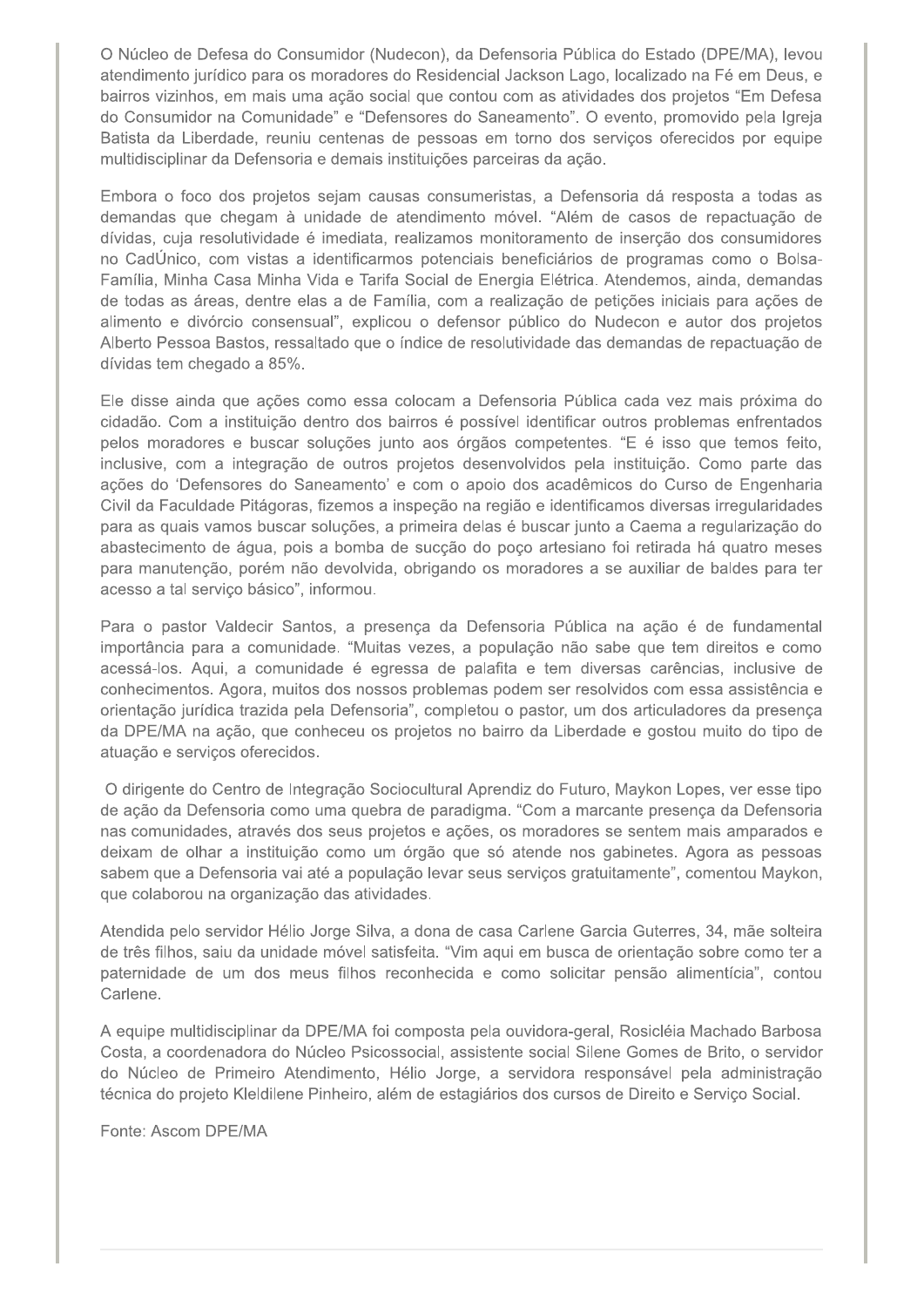O Núcleo de Defesa do Consumidor (Nudecon), da Defensoria Pública do Estado (DPE/MA), levou atendimento jurídico para os moradores do Residencial Jackson Lago, localizado na Fé em Deus, e bairros vizinhos, em mais uma ação social que contou com as atividades dos projetos "Em Defesa do Consumidor na Comunidade" e "Defensores do Saneamento". O evento, promovido pela Igreja Batista da Liberdade, reuniu centenas de pessoas em torno dos serviços oferecidos por equipe multidisciplinar da Defensoria e demais instituições parceiras da ação.

Embora o foco dos projetos sejam causas consumeristas, a Defensoria dá resposta a todas as demandas que chegam à unidade de atendimento móvel. "Além de casos de repactuação de dívidas, cuja resolutividade é imediata, realizamos monitoramento de inserção dos consumidores no CadÚnico, com vistas a identificarmos potenciais beneficiários de programas como o Bolsa-Família, Minha Casa Minha Vida e Tarifa Social de Energia Elétrica. Atendemos, ainda, demandas de todas as áreas, dentre elas a de Família, com a realização de petições iniciais para ações de alimento e divórcio consensual", explicou o defensor público do Nudecon e autor dos projetos Alberto Pessoa Bastos, ressaltado que o índice de resolutividade das demandas de repactuação de dívidas tem chegado a 85%.

Ele disse ainda que ações como essa colocam a Defensoria Pública cada vez mais próxima do cidadão. Com a instituição dentro dos bairros é possível identificar outros problemas enfrentados pelos moradores e buscar soluções junto aos órgãos competentes. "E é isso que temos feito, inclusive, com a integração de outros projetos desenvolvidos pela instituição. Como parte das ações do 'Defensores do Saneamento' e com o apoio dos acadêmicos do Curso de Engenharia Civil da Faculdade Pitágoras, fizemos a inspeção na região e identificamos diversas irregularidades para as quais vamos buscar soluções, a primeira delas é buscar junto a Caema a regularização do abastecimento de água, pois a bomba de sucção do poço artesiano foi retirada há quatro meses para manutenção, porém não devolvida, obrigando os moradores a se auxiliar de baldes para ter acesso a tal serviço básico", informou.

Para o pastor Valdecir Santos, a presença da Defensoria Pública na ação é de fundamental importância para a comunidade. "Muitas vezes, a população não sabe que tem direitos e como acessá-los. Aqui, a comunidade é egressa de palafita e tem diversas carências, inclusive de conhecimentos. Agora, muitos dos nossos problemas podem ser resolvidos com essa assistência e orientação jurídica trazida pela Defensoria", completou o pastor, um dos articuladores da presença da DPE/MA na ação, que conheceu os projetos no bairro da Liberdade e gostou muito do tipo de atuação e serviços oferecidos.

O dirigente do Centro de Integração Sociocultural Aprendiz do Futuro, Maykon Lopes, ver esse tipo de ação da Defensoria como uma quebra de paradigma. "Com a marcante presença da Defensoria nas comunidades, através dos seus projetos e ações, os moradores se sentem mais amparados e deixam de olhar a instituição como um órgão que só atende nos gabinetes. Agora as pessoas sabem que a Defensoria vai até a população levar seus serviços gratuitamente", comentou Maykon, que colaborou na organização das atividades.

Atendida pelo servidor Hélio Jorge Silva, a dona de casa Carlene Garcia Guterres, 34, mãe solteira de três filhos, saiu da unidade móvel satisfeita. "Vim aqui em busca de orientação sobre como ter a paternidade de um dos meus filhos reconhecida e como solicitar pensão alimentícia", contou Carlene.

A equipe multidisciplinar da DPE/MA foi composta pela ouvidora-geral, Rosicléia Machado Barbosa Costa, a coordenadora do Núcleo Psicossocial, assistente social Silene Gomes de Brito, o servidor do Núcleo de Primeiro Atendimento, Hélio Jorge, a servidora responsável pela administração técnica do projeto Kleldilene Pinheiro, além de estagiários dos cursos de Direito e Serviço Social.

Fonte: Ascom DPE/MA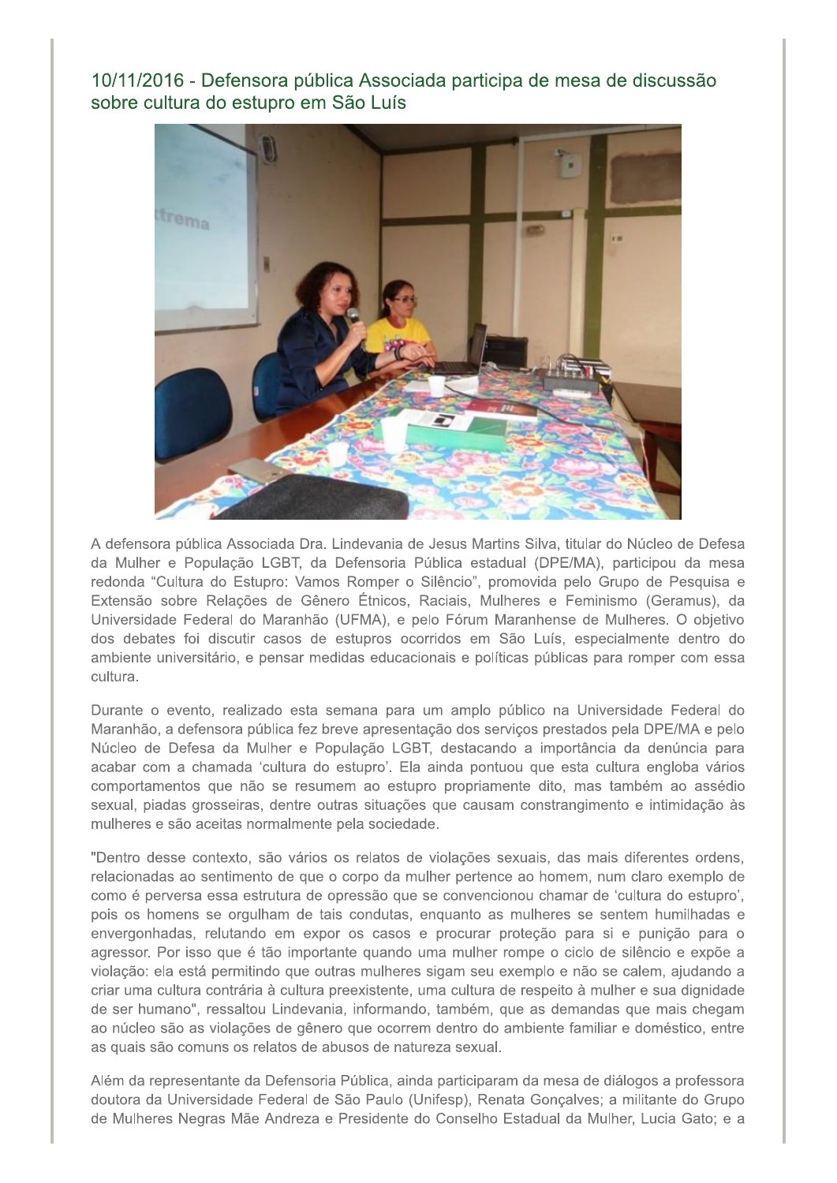## 10/11/2016 - Defensora pública Associada participa de mesa de discussão sobre cultura do estupro em São Luís

A defensora pública Associada Dra. Lindevania de Jesus Martins Silva, titular do Núcleo de Defesa da Mulher e População LGBT, da Defensoria Pública estadual (DPE/MA), participou da mesa redonda “Cultura do Estupro: Vamos Romper o Silêncio”, promovida pelo Grupo de Pesquisa e Extensão sobre Relações de Gênero Étnicos, Raciais, Mulheres e Feminismo (Geramus), da Universidade Federal do Maranhão (UFMA), e pelo Fórum Maranhense de Mulheres. O objetivo dos debates foi discutir casos de estupros ocorridos em São Luís, especialmente dentro do ambiente universitário, e pensar medidas educacionais e políticas públicas para romper com essa cultura.

Durante o evento, realizado esta semana para um amplo público na Universidade Federal do Maranhão, a defensora pública fez breve apresentação dos serviços prestados pela DPE/MA e pelo Núcleo de Defesa da Mulher e População LGBT, destacando a importância da denúncia para acabar com a chamada ‘cultura do estupro’. Ela ainda pontuou que esta cultura engloba vários comportamentos que não se resumem ao estupro propriamente dito, mas também ao assédio sexual, piadas grosseiras, dentre outras situações que causam constrangimento e intimidação às mulheres e são aceitas normalmente pela sociedade.

"Dentro desse contexto, são vários os relatos de violações sexuais, das mais diferentes ordens, relacionadas ao sentimento de que o corpo da mulher pertence ao homem, num claro exemplo de como é perversa essa estrutura de opressão que se convencionou chamar de ‘cultura do estupro’, pois os homens se orgulham de tais condutas, enquanto as mulheres se sentem humilhadas e envergonhadas, relutando em expor os casos e procurar proteção para si e punição para o agressor. Por isso que é tão importante quando uma mulher rompe o ciclo de silêncio e expõe a violação: ela está permitindo que outras mulheres sigam seu exemplo e não se calem, ajudando a criar uma cultura contrária à cultura preexistente, uma cultura de respeito à mulher e sua dignidade de ser humano", ressaltou Lindevania, informando, também, que as demandas que mais chegam ao núcleo são as violações de gênero que ocorrem dentro do ambiente familiar e doméstico, entre as quais são comuns os relatos de abusos de natureza sexual.

Além da representante da Defensoria Pública, ainda participaram da mesa de diálogos a professora doutora da Universidade Federal de São Paulo (Unifesp), Renata Gonçalves; a militante do Grupo de Mulheres Negras Mãe Andreza e Presidente do Conselho Estadual da Mulher, Lucia Gato; e a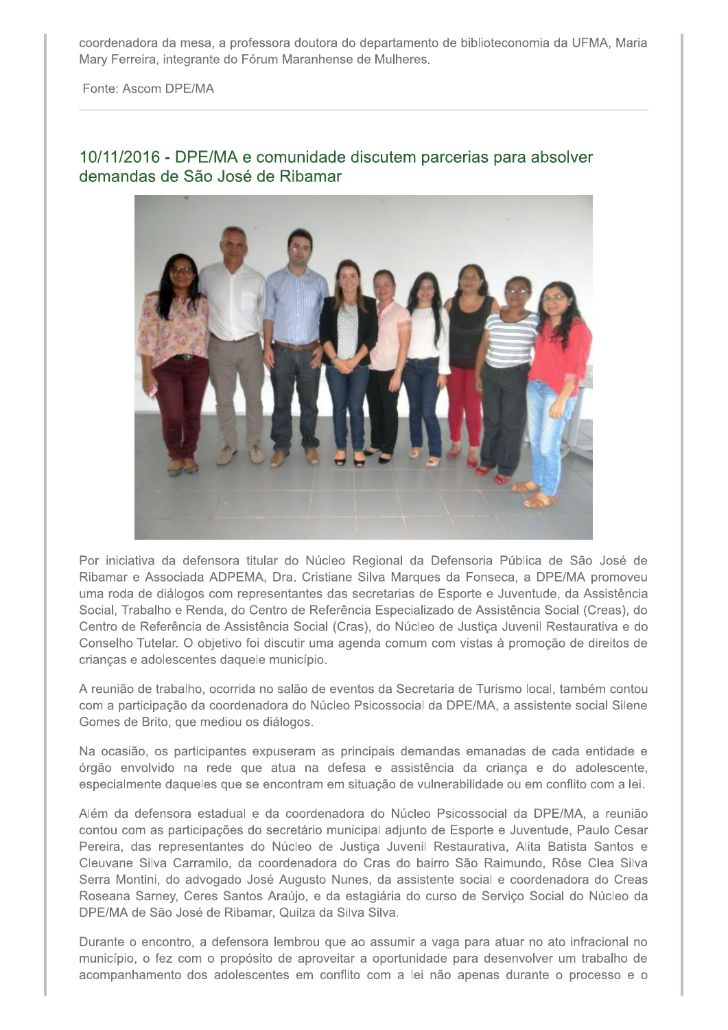coordenadora da mesa, a professora doutora do departamento de biblioteconomia da UFMA, Maria Mary Ferreira, integrante do Fórum Maranhense de Mulheres.

Fonte: Ascom DPE/MA

## 10/11/2016 - DPE/MA e comunidade discutem parcerias para absolver demandas de São José de Ribamar

Por iniciativa da defensora titular do Núcleo Regional da Defensoria Pública de São José de Ribamar e Associada ADPEMA, Dra. Cristiane Silva Marques da Fonseca, a DPE/MA promoveu uma roda de diálogos com representantes das secretarias de Esporte e Juventude, da Assistência Social, Trabalho e Renda, do Centro de Referência Especializado de Assistência Social (Creas), do Centro de Referência de Assistência Social (Cras), do Núcleo de Justiça Juvenil Restaurativa e do Conselho Tutelar. O objetivo foi discutir uma agenda comum com vistas à promoção de direitos de crianças e adolescentes daquele município.

A reunião de trabalho, ocorrida no salão de eventos da Secretaria de Turismo local, também contou com a participação da coordenadora do Núcleo Psicossocial da DPE/MA, a assistente social Silene Gomes de Brito, que mediou os diálogos.

Na ocasião, os participantes expuseram as principais demandas emanadas de cada entidade e órgão envolvido na rede que atua na defesa e assistência da criança e do adolescente, especialmente daqueles que se encontram em situação de vulnerabilidade ou em conflito com a lei.

Além da defensora estadual e da coordenadora do Núcleo Psicossocial da DPE/MA, a reunião contou com as participações do secretário municipal adjunto de Esporte e Juventude, Paulo Cesar Pereira, das representantes do Núcleo de Justiça Juvenil Restaurativa, Alita Batista Santos e Cleuvane Silva Carramilo, da coordenadora do Cras do bairro São Raimundo, Rôse Clea Silva Serra Montini, do advogado José Augusto Nunes, da assistente social e coordenadora do Creas Roseana Sarney, Ceres Santos Araújo, e da estagiária do curso de Serviço Social do Núcleo da DPE/MA de São José de Ribamar, Quilza da Silva Silva.

Durante o encontro, a defensora lembrou que ao assumir a vaga para atuar no ato infracional no município, o fez com o propósito de aproveitar a oportunidade para desenvolver um trabalho de acompanhamento dos adolescentes em conflito com a lei não apenas durante o processo e o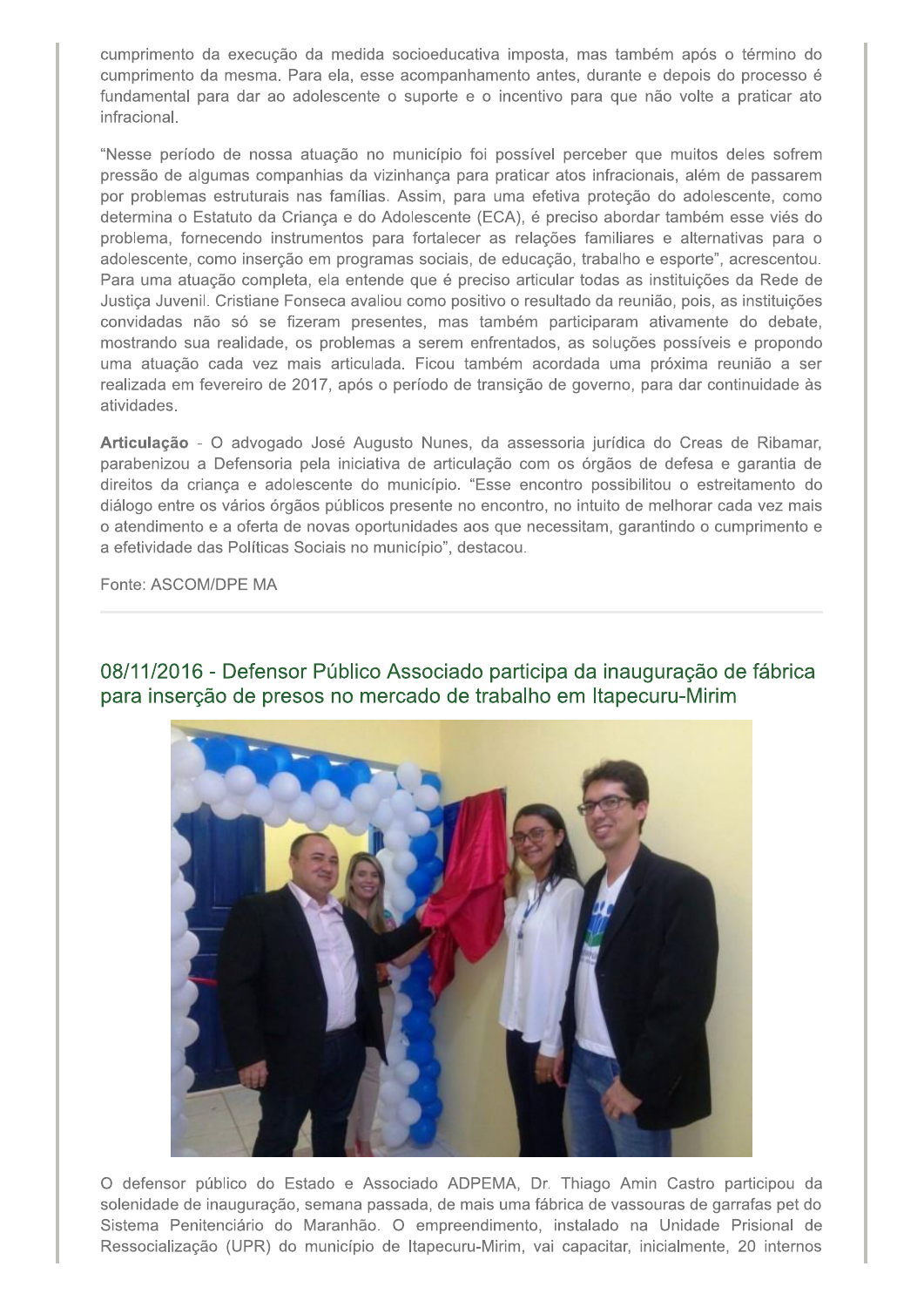cumprimento da execução da medida socioeducativa imposta, mas também após o término do cumprimento da mesma. Para ela, esse acompanhamento antes, durante e depois do processo é fundamental para dar ao adolescente o suporte e o incentivo para que não volte a praticar ato infracional.

"Nesse período de nossa atuação no município foi possível perceber que muitos deles sofrem pressão de algumas companhias da vizinhança para praticar atos infracionais, além de passarem por problemas estruturais nas famílias. Assim, para uma efetiva proteção do adolescente, como determina o Estatuto da Criança e do Adolescente (ECA), é preciso abordar também esse viés do problema, fornecendo instrumentos para fortalecer as relações familiares e alternativas para o adolescente, como inserção em programas sociais, de educação, trabalho e esporte", acrescentou. Para uma atuação completa, ela entende que é preciso articular todas as instituições da Rede de Justiça Juvenil. Cristiane Fonseca avaliou como positivo o resultado da reunião, pois, as instituições convidadas não só se fizeram presentes, mas também participaram ativamente do debate, mostrando sua realidade, os problemas a serem enfrentados, as soluções possíveis e propondo uma atuação cada vez mais articulada. Ficou também acordada uma próxima reunião a ser realizada em fevereiro de 2017, após o período de transição de governo, para dar continuidade às atividades.

**Articulação** - O advogado José Augusto Nunes, da assessoria jurídica do Creas de Ribamar, parabenizou a Defensoria pela iniciativa de articulação com os órgãos de defesa e garantia de direitos da criança e adolescente do município. "Esse encontro possibilitou o estreitamento do diálogo entre os vários órgãos públicos presente no encontro, no intuito de melhorar cada vez mais o atendimento e a oferta de novas oportunidades aos que necessitam, garantindo o cumprimento e a efetividade das Políticas Sociais no município", destacou.

Fonte: ASCOM/DPE MA

## 08/11/2016 - Defensor Público Associado participa da inauguração de fábrica para inserção de presos no mercado de trabalho em Itapecuru-Mirim

O defensor público do Estado e Associado ADPEMA, Dr. Thiago Amin Castro participou da solenidade de inauguração, semana passada, de mais uma fábrica de vassouras de garrafas pet do Sistema Penitenciário do Maranhão. O empreendimento, instalado na Unidade Prisional de Ressocialização (UPR) do município de Itapecuru-Mirim, vai capacitar, inicialmente, 20 internos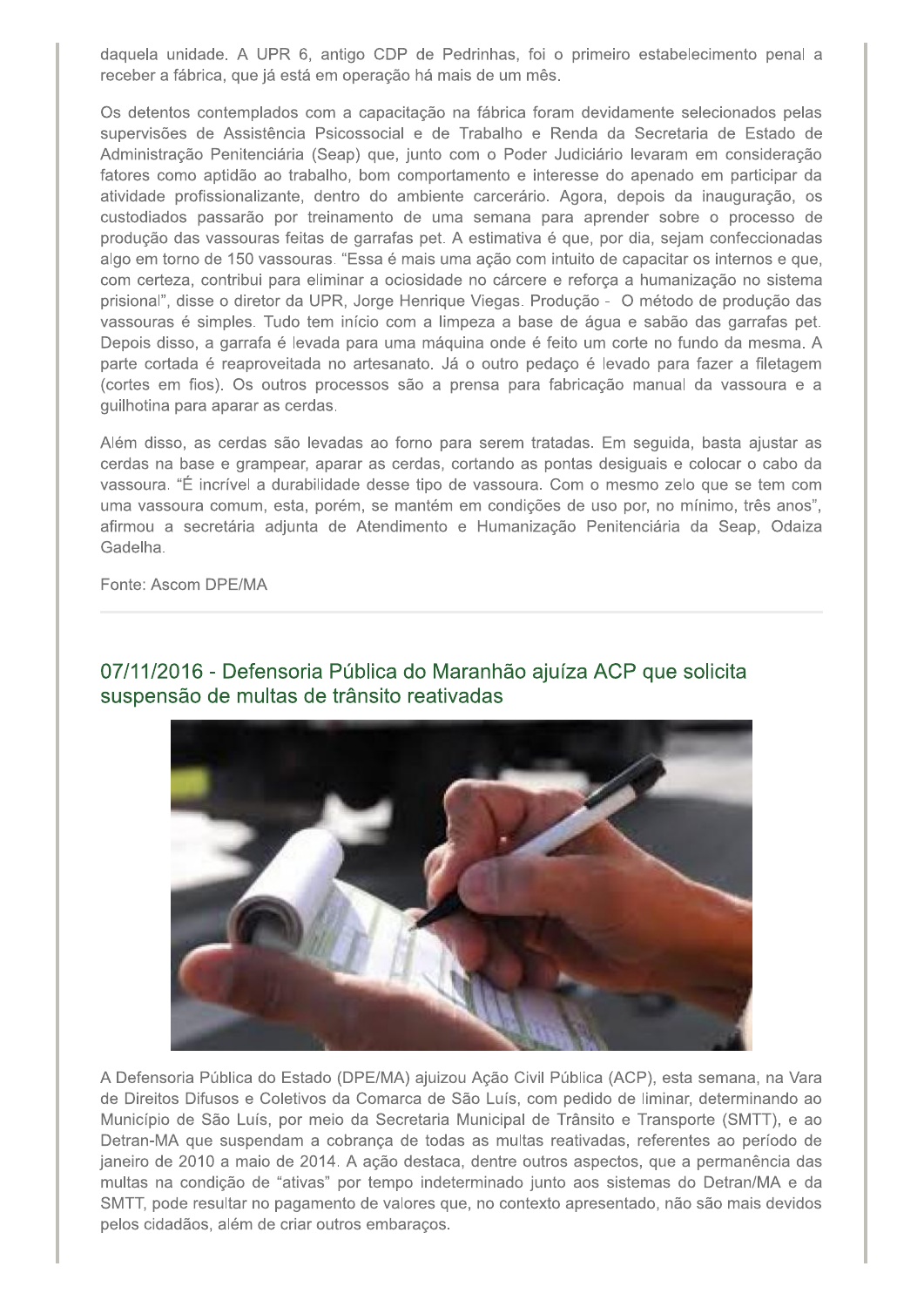daquela unidade. A UPR 6, antigo CDP de Pedrinhas, foi o primeiro estabelecimento penal a receber a fábrica, que já está em operação há mais de um mês.

Os detentos contemplados com a capacitação na fábrica foram devidamente selecionados pelas supervisões de Assistência Psicossocial e de Trabalho e Renda da Secretaria de Estado de Administração Penitenciária (Seap) que, junto com o Poder Judiciário levaram em consideração fatores como aptidão ao trabalho, bom comportamento e interesse do apenado em participar da atividade profissionalizante, dentro do ambiente carcerário. Agora, depois da inauguração, os custodiados passarão por treinamento de uma semana para aprender sobre o processo de produção das vassouras feitas de garrafas pet. A estimativa é que, por dia, sejam confeccionadas algo em torno de 150 vassouras. "Essa é mais uma ação com intuito de capacitar os internos e que, com certeza, contribui para eliminar a ociosidade no cárcere e reforça a humanização no sistema prisional", disse o diretor da UPR, Jorge Henrique Viegas. Produção - O método de produção das vassouras é simples. Tudo tem início com a limpeza a base de água e sabão das garrafas pet. Depois disso, a garrafa é levada para uma máquina onde é feito um corte no fundo da mesma. A parte cortada é reaproveitada no artesanato. Já o outro pedaço é levado para fazer a filetagem (cortes em fios). Os outros processos são a prensa para fabricação manual da vassoura e a guilhotina para aparar as cerdas.

Além disso, as cerdas são levadas ao forno para serem tratadas. Em seguida, basta ajustar as cerdas na base e grampear, aparar as cerdas, cortando as pontas desiguais e colocar o cabo da vassoura. "É incrível a durabilidade desse tipo de vassoura. Com o mesmo zelo que se tem com uma vassoura comum, esta, porém, se mantém em condições de uso por, no mínimo, três anos", afirmou a secretária adjunta de Atendimento e Humanização Penitenciária da Seap, Odaiza Gadelha.

Fonte: Ascom DPE/MA

---

## 07/11/2016 - Defensoria Pública do Maranhão ajuíza ACP que solicita suspensão de multas de trânsito reativadas

A Defensoria Pública do Estado (DPE/MA) ajuizou Ação Civil Pública (ACP), esta semana, na Vara de Direitos Difusos e Coletivos da Comarca de São Luís, com pedido de liminar, determinando ao Município de São Luís, por meio da Secretaria Municipal de Trânsito e Transporte (SMTT), e ao Detran-MA que suspendam a cobrança de todas as multas reativadas, referentes ao período de janeiro de 2010 a maio de 2014. A ação destaca, dentre outros aspectos, que a permanência das multas na condição de "ativas" por tempo indeterminado junto aos sistemas do Detran/MA e da SMTT, pode resultar no pagamento de valores que, no contexto apresentado, não são mais devidos pelos cidadãos, além de criar outros embaraços.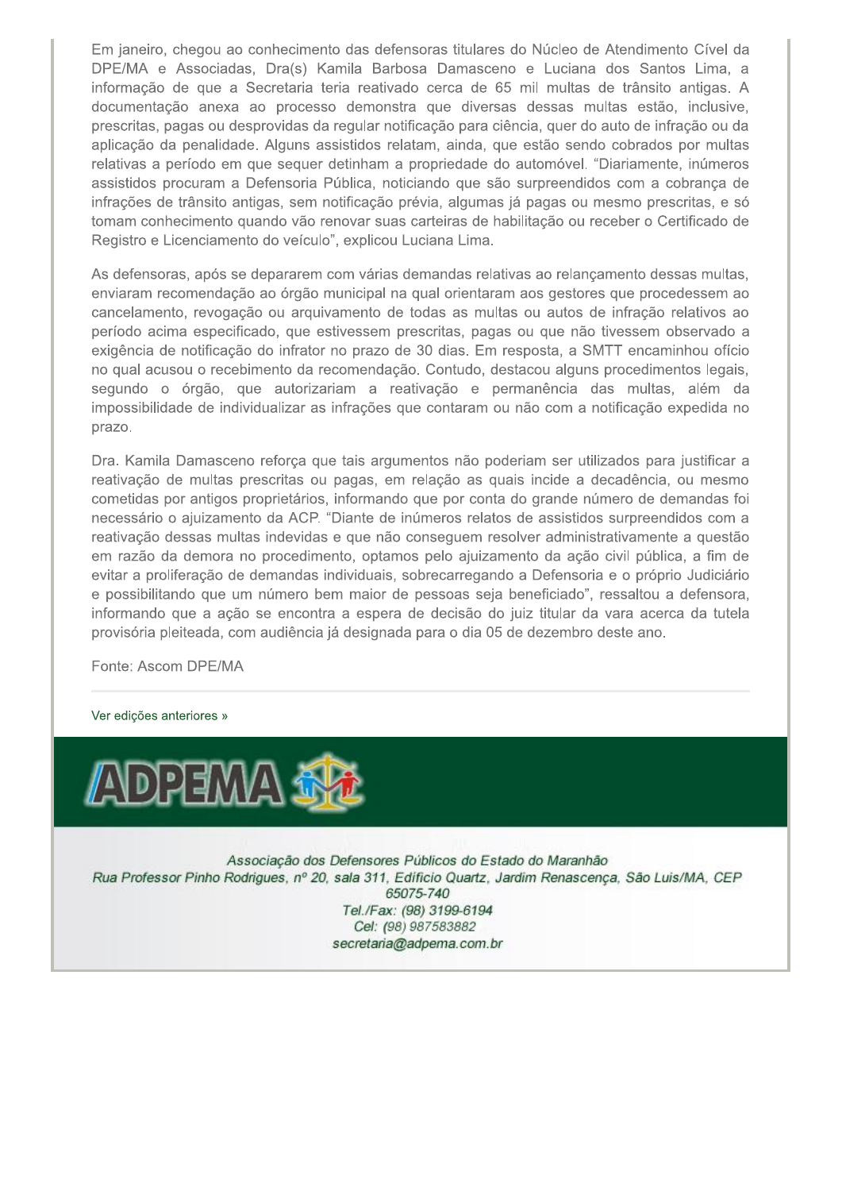Em janeiro, chegou ao conhecimento das defensoras titulares do Núcleo de Atendimento Cível da DPE/MA e Associadas, Dra(s) Kamila Barbosa Damasceno e Luciana dos Santos Lima, a informação de que a Secretaria teria reativado cerca de 65 mil multas de trânsito antigas. A documentação anexa ao processo demonstra que diversas dessas multas estão, inclusive, prescritas, pagas ou desprovidas da regular notificação para ciência, quer do auto de infração ou da aplicação da penalidade. Alguns assistidos relatam, ainda, que estão sendo cobrados por multas relativas a período em que sequer detinham a propriedade do automóvel. "Diariamente, inúmeros assistidos procuram a Defensoria Pública, noticiando que são surpreendidos com a cobrança de infrações de trânsito antigas, sem notificação prévia, algumas já pagas ou mesmo prescritas, e só tomam conhecimento quando vão renovar suas carteiras de habilitação ou receber o Certificado de Registro e Licenciamento do veículo", explicou Luciana Lima.

As defensoras, após se depararem com várias demandas relativas ao relançamento dessas multas, enviaram recomendação ao órgão municipal na qual orientaram aos gestores que procedessem ao cancelamento, revogação ou arquivamento de todas as multas ou autos de infração relativos ao período acima especificado, que estivessem prescritas, pagas ou que não tivessem observado a exigência de notificação do infrator no prazo de 30 dias. Em resposta, a SMTT encaminhou ofício no qual acusou o recebimento da recomendação. Contudo, destacou alguns procedimentos legais, segundo o órgão, que autorizariam a reativação e permanência das multas, além da impossibilidade de individualizar as infrações que contaram ou não com a notificação expedida no prazo.

Dra. Kamila Damasceno reforça que tais argumentos não poderiam ser utilizados para justificar a reativação de multas prescritas ou pagas, em relação as quais incide a decadência, ou mesmo cometidas por antigos proprietários, informando que por conta do grande número de demandas foi necessário o ajuizamento da ACP. "Diante de inúmeros relatos de assistidos surpreendidos com a reativação dessas multas indevidas e que não conseguem resolver administrativamente a questão em razão da demora no procedimento, optamos pelo ajuizamento da ação civil pública, a fim de evitar a proliferação de demandas individuais, sobrecarregando a Defensoria e o próprio Judiciário e possibilitando que um número bem maior de pessoas seja beneficiado", ressaltou a defensora, informando que a ação se encontra a espera de decisão do juiz titular da vara acerca da tutela provisória pleiteada, com audiência já designada para o dia 05 de dezembro deste ano.

Fonte: Ascom DPE/MA

Ver edições anteriores »

ADPEMA

*Associação dos Defensores Públicos do Estado do Maranhão*
*Rua Professor Pinho Rodrigues, nº 20, sala 311, Edifício Quartz, Jardim Renascença, São Luís/MA, CEP 65075-740*
*Tel./Fax: (98) 3199-6194*
*Cel: (98) 987583882*
*secretaria@adpema.com.br*